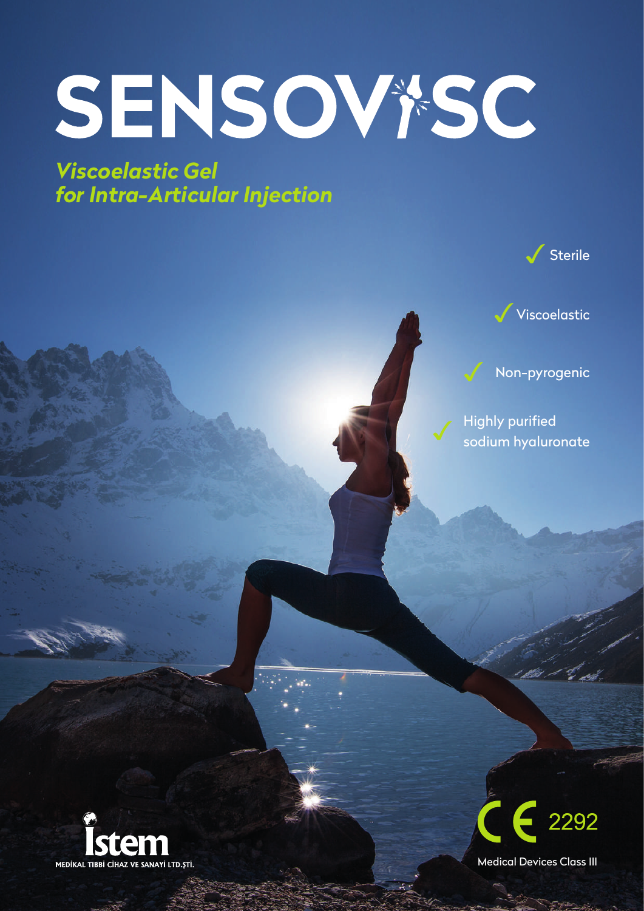# SENSOVISC

*Viscoelastic Gel for Intra-Articular Injection*

- ✓ Sterile
- ✓ Viscoelastic
- ✓ Non-pyrogenic
- ✓ Highly purified sodium hyaluronate

İstem

MEDİKAL TIBBİ CİHAZ VE SANAYİ LTD.ŞTİ.

CE 2292

Medical Devices Class III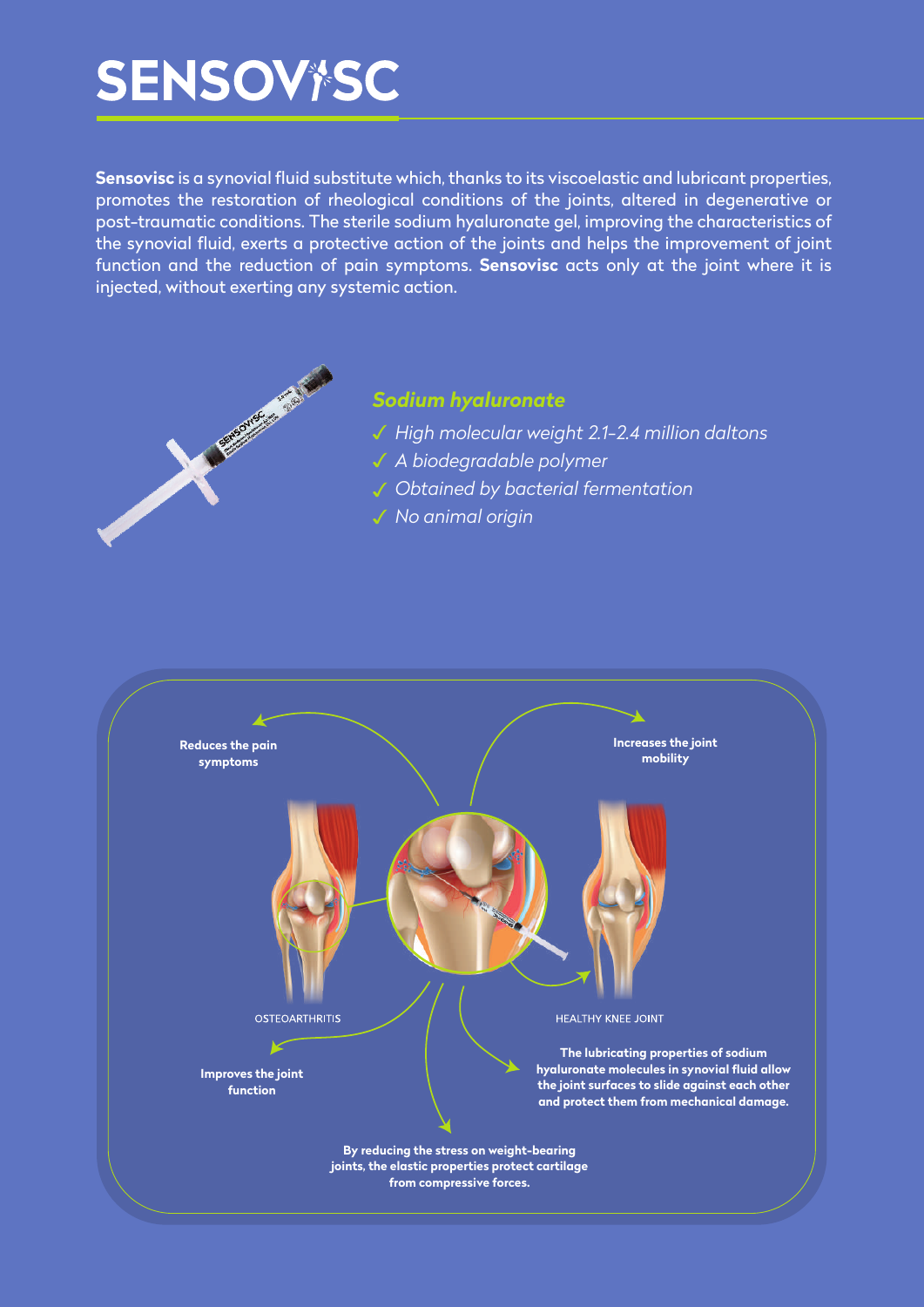# SENSOVISC

**Sensovisc** is a synovial fluid substitute which, thanks to its viscoelastic and lubricant properties, promotes the restoration of rheological conditions of the joints, altered in degenerative or post-traumatic conditions. The sterile sodium hyaluronate gel, improving the characteristics of the synovial fluid, exerts a protective action of the joints and helps the improvement of joint function and the reduction of pain symptoms. **Sensovisc** acts only at the joint where it is injected, without exerting any systemic action.

### *Sodium hyaluronate*

- ✓ *High molecular weight 2.1-2.4 million daltons*
- ✓ *A biodegradable polymer*
- ✓ *Obtained by bacterial fermentation*
- ✓ *No animal origin*

**Reduces the pain symptoms**

**Increases the joint mobility**

OSTEOARTHRITIS

HEALTHY KNEE JOINT

**Improves the joint function**

**The lubricating properties of sodium hyaluronate molecules in synovial fluid allow the joint surfaces to slide against each other and protect them from mechanical damage.**

**By reducing the stress on weight-bearing joints, the elastic properties protect cartilage from compressive forces.**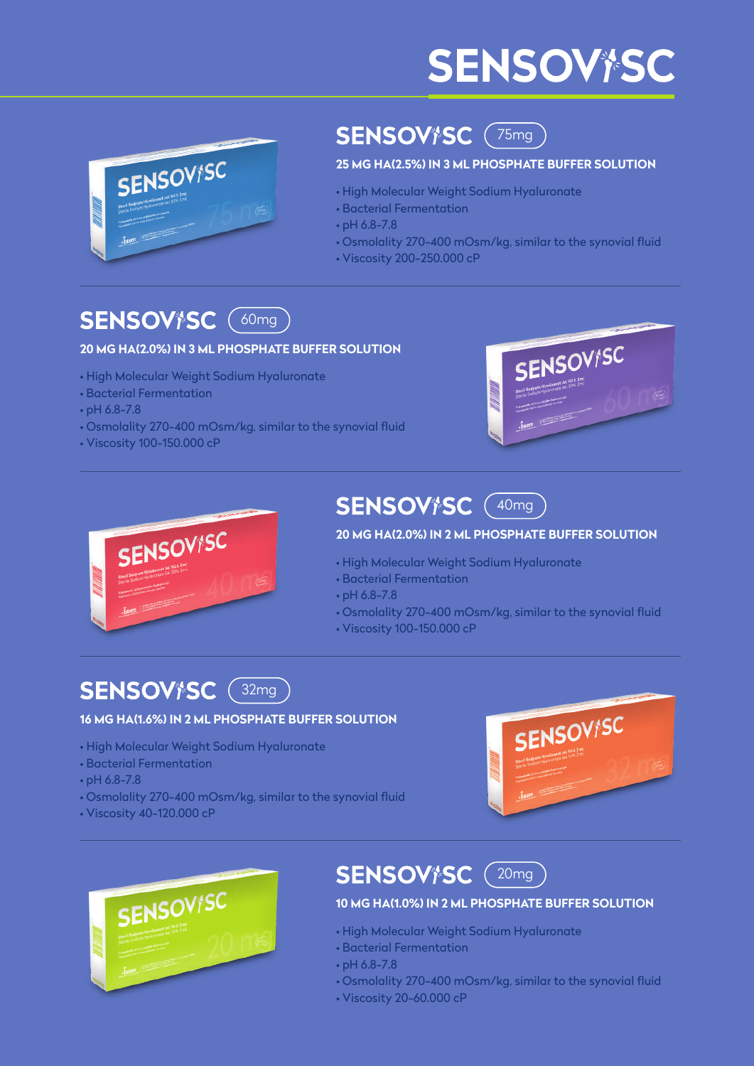# SENSOVISC

## SENSOVISC 75mg

**25 MG HA(2.5%) IN 3 ML PHOSPHATE BUFFER SOLUTION**

- High Molecular Weight Sodium Hyaluronate
- Bacterial Fermentation
- pH 6.8-7.8
- Osmolality 270-400 mOsm/kg, similar to the synovial fluid
- Viscosity 200-250.000 cP

## SENSOVISC 60mg

**20 MG HA(2.0%) IN 3 ML PHOSPHATE BUFFER SOLUTION**

- High Molecular Weight Sodium Hyaluronate
- Bacterial Fermentation
- pH 6.8-7.8
- Osmolality 270-400 mOsm/kg, similar to the synovial fluid
- Viscosity 100-150.000 cP

## SENSOVISC 40mg

**20 MG HA(2.0%) IN 2 ML PHOSPHATE BUFFER SOLUTION**

- High Molecular Weight Sodium Hyaluronate
- Bacterial Fermentation
- pH 6.8-7.8
- Osmolality 270-400 mOsm/kg, similar to the synovial fluid
- Viscosity 100-150.000 cP

## SENSOVISC 32mg

**16 MG HA(1.6%) IN 2 ML PHOSPHATE BUFFER SOLUTION**

- High Molecular Weight Sodium Hyaluronate
- Bacterial Fermentation
- pH 6.8-7.8
- Osmolality 270-400 mOsm/kg, similar to the synovial fluid
- Viscosity 40-120.000 cP

## SENSOVISC 20mg

**10 MG HA(1.0%) IN 2 ML PHOSPHATE BUFFER SOLUTION**

- High Molecular Weight Sodium Hyaluronate
- Bacterial Fermentation
- pH 6.8-7.8
- Osmolality 270-400 mOsm/kg, similar to the synovial fluid
- Viscosity 20-60.000 cP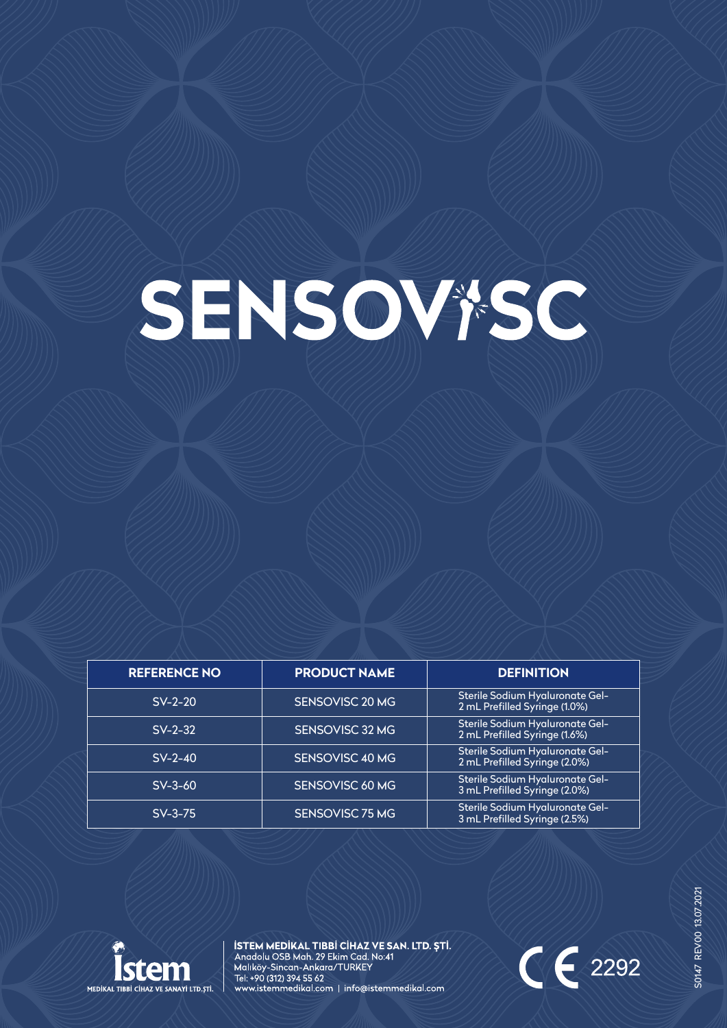# SENSOVISC

| REFERENCE NO | PRODUCT NAME | DEFINITION |
| --- | --- | --- |
| SV-2-20 | SENSOVISC 20 MG | Sterile Sodium Hyaluronate Gel-2 mL Prefilled Syringe (1.0%) |
| SV-2-32 | SENSOVISC 32 MG | Sterile Sodium Hyaluronate Gel-2 mL Prefilled Syringe (1.6%) |
| SV-2-40 | SENSOVISC 40 MG | Sterile Sodium Hyaluronate Gel-2 mL Prefilled Syringe (2.0%) |
| SV-3-60 | SENSOVISC 60 MG | Sterile Sodium Hyaluronate Gel-3 mL Prefilled Syringe (2.0%) |
| SV-3-75 | SENSOVISC 75 MG | Sterile Sodium Hyaluronate Gel-3 mL Prefilled Syringe (2.5%) |

İstem
MEDİKAL TIBBİ CİHAZ VE SANAYİ LTD.ŞTİ.

**İSTEM MEDİKAL TIBBİ CİHAZ VE SAN. LTD. ŞTİ.**
Anadolu OSB Mah. 29 Ekim Cad. No:41
Malıköy-Sincan-Ankara/TURKEY
Tel: +90 (312) 394 55 62
www.istemmedikal.com | info@istemmedikal.com

CE 2292

S0147 REV00 13.07.2021